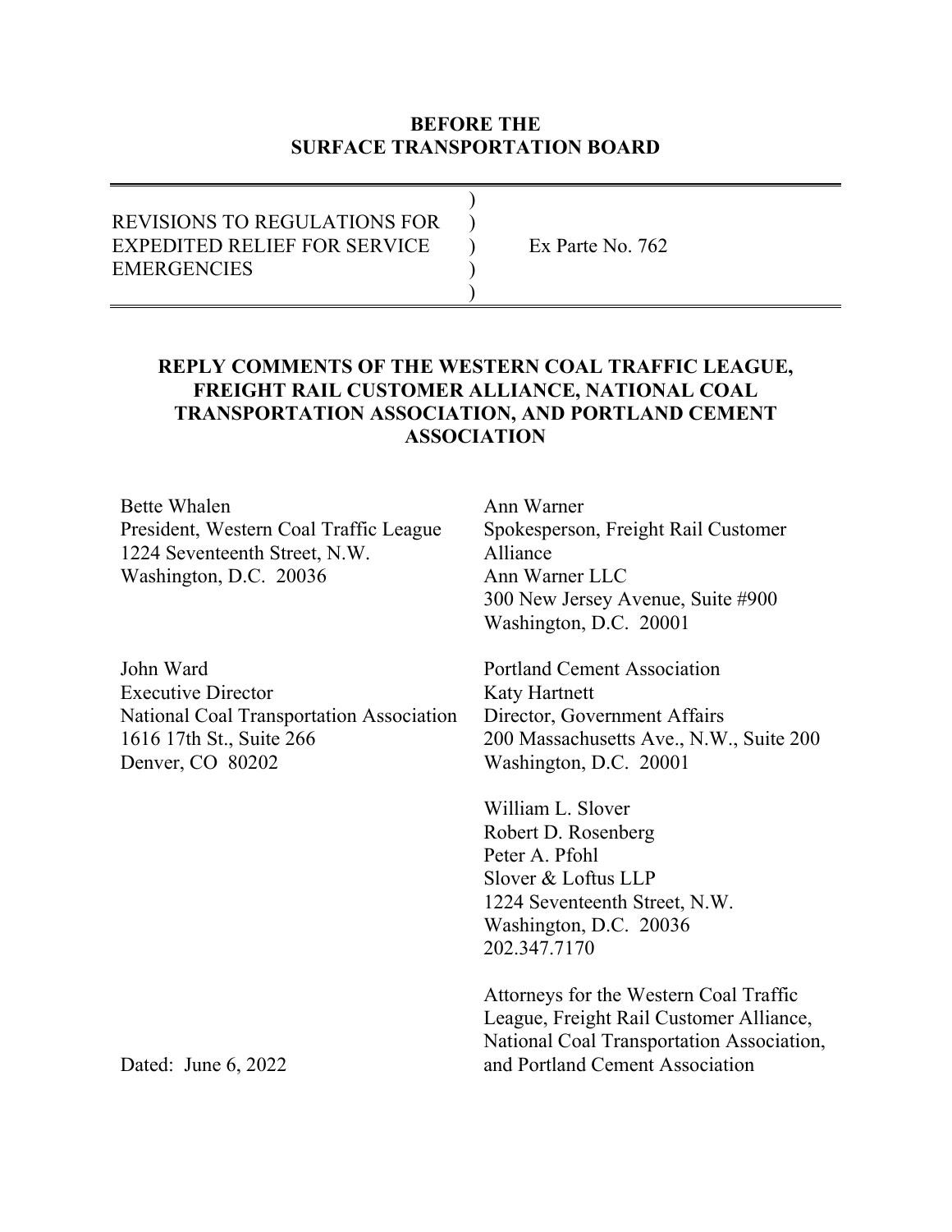**BEFORE THE**
**SURFACE TRANSPORTATION BOARD**

| | |
|---|---|
| REVISIONS TO REGULATIONS FOR EXPEDITED RELIEF FOR SERVICE EMERGENCIES | Ex Parte No. 762 |

## REPLY COMMENTS OF THE WESTERN COAL TRAFFIC LEAGUE, FREIGHT RAIL CUSTOMER ALLIANCE, NATIONAL COAL TRANSPORTATION ASSOCIATION, AND PORTLAND CEMENT ASSOCIATION

Bette Whalen
President, Western Coal Traffic League
1224 Seventeenth Street, N.W.
Washington, D.C. 20036

Ann Warner
Spokesperson, Freight Rail Customer Alliance
Ann Warner LLC
300 New Jersey Avenue, Suite #900
Washington, D.C. 20001

John Ward
Executive Director
National Coal Transportation Association
1616 17th St., Suite 266
Denver, CO 80202

Portland Cement Association
Katy Hartnett
Director, Government Affairs
200 Massachusetts Ave., N.W., Suite 200
Washington, D.C. 20001

William L. Slover
Robert D. Rosenberg
Peter A. Pfohl
Slover & Loftus LLP
1224 Seventeenth Street, N.W.
Washington, D.C. 20036
202.347.7170

Attorneys for the Western Coal Traffic League, Freight Rail Customer Alliance, National Coal Transportation Association, and Portland Cement Association

Dated: June 6, 2022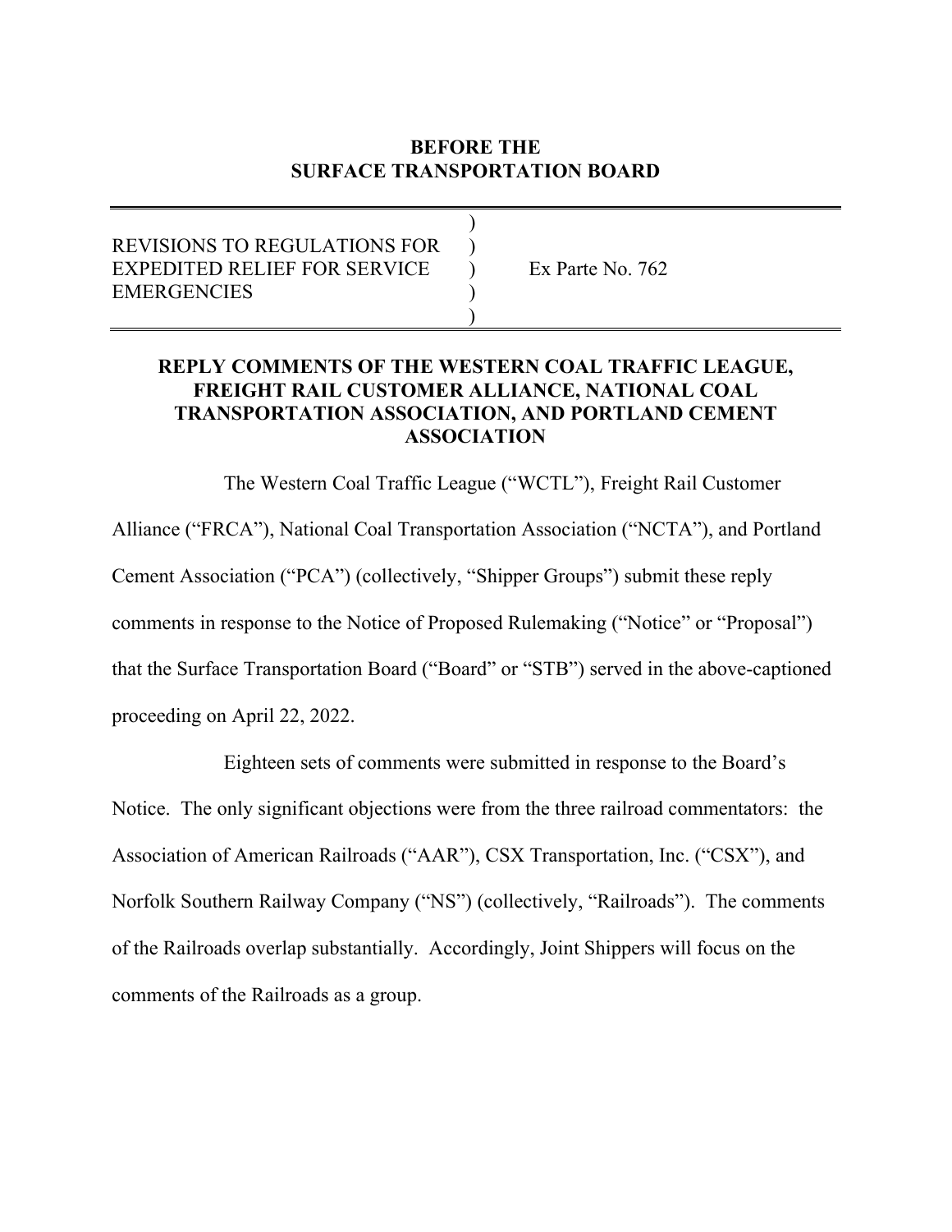**BEFORE THE**
**SURFACE TRANSPORTATION BOARD**

| | | |
|---|---|---|
| REVISIONS TO REGULATIONS FOR EXPEDITED RELIEF FOR SERVICE EMERGENCIES | ) ) ) ) ) | Ex Parte No. 762 |

**REPLY COMMENTS OF THE WESTERN COAL TRAFFIC LEAGUE, FREIGHT RAIL CUSTOMER ALLIANCE, NATIONAL COAL TRANSPORTATION ASSOCIATION, AND PORTLAND CEMENT ASSOCIATION**

The Western Coal Traffic League ("WCTL"), Freight Rail Customer Alliance ("FRCA"), National Coal Transportation Association ("NCTA"), and Portland Cement Association ("PCA") (collectively, "Shipper Groups") submit these reply comments in response to the Notice of Proposed Rulemaking ("Notice" or "Proposal") that the Surface Transportation Board ("Board" or "STB") served in the above-captioned proceeding on April 22, 2022.

Eighteen sets of comments were submitted in response to the Board's Notice. The only significant objections were from the three railroad commentators: the Association of American Railroads ("AAR"), CSX Transportation, Inc. ("CSX"), and Norfolk Southern Railway Company ("NS") (collectively, "Railroads"). The comments of the Railroads overlap substantially. Accordingly, Joint Shippers will focus on the comments of the Railroads as a group.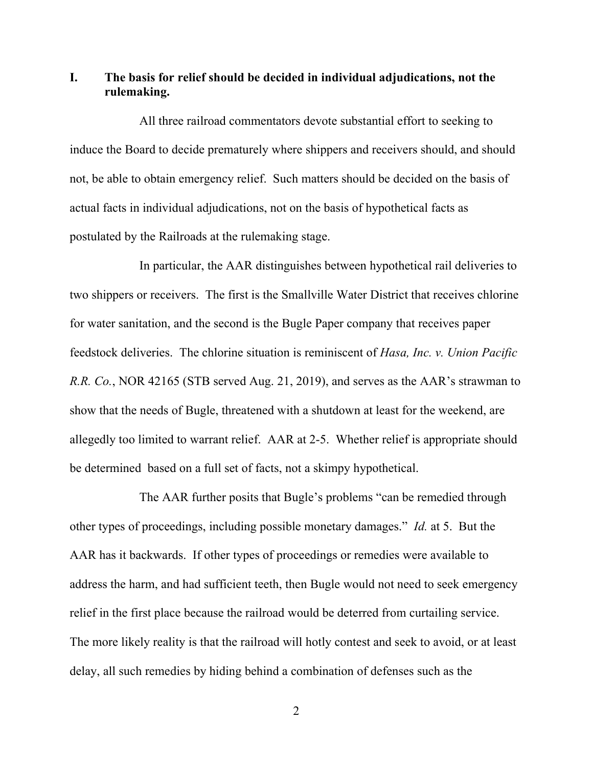## I. The basis for relief should be decided in individual adjudications, not the rulemaking.

All three railroad commentators devote substantial effort to seeking to induce the Board to decide prematurely where shippers and receivers should, and should not, be able to obtain emergency relief. Such matters should be decided on the basis of actual facts in individual adjudications, not on the basis of hypothetical facts as postulated by the Railroads at the rulemaking stage.

In particular, the AAR distinguishes between hypothetical rail deliveries to two shippers or receivers. The first is the Smallville Water District that receives chlorine for water sanitation, and the second is the Bugle Paper company that receives paper feedstock deliveries. The chlorine situation is reminiscent of *Hasa, Inc. v. Union Pacific R.R. Co.*, NOR 42165 (STB served Aug. 21, 2019), and serves as the AAR's strawman to show that the needs of Bugle, threatened with a shutdown at least for the weekend, are allegedly too limited to warrant relief. AAR at 2-5. Whether relief is appropriate should be determined based on a full set of facts, not a skimpy hypothetical.

The AAR further posits that Bugle's problems "can be remedied through other types of proceedings, including possible monetary damages." *Id.* at 5. But the AAR has it backwards. If other types of proceedings or remedies were available to address the harm, and had sufficient teeth, then Bugle would not need to seek emergency relief in the first place because the railroad would be deterred from curtailing service. The more likely reality is that the railroad will hotly contest and seek to avoid, or at least delay, all such remedies by hiding behind a combination of defenses such as the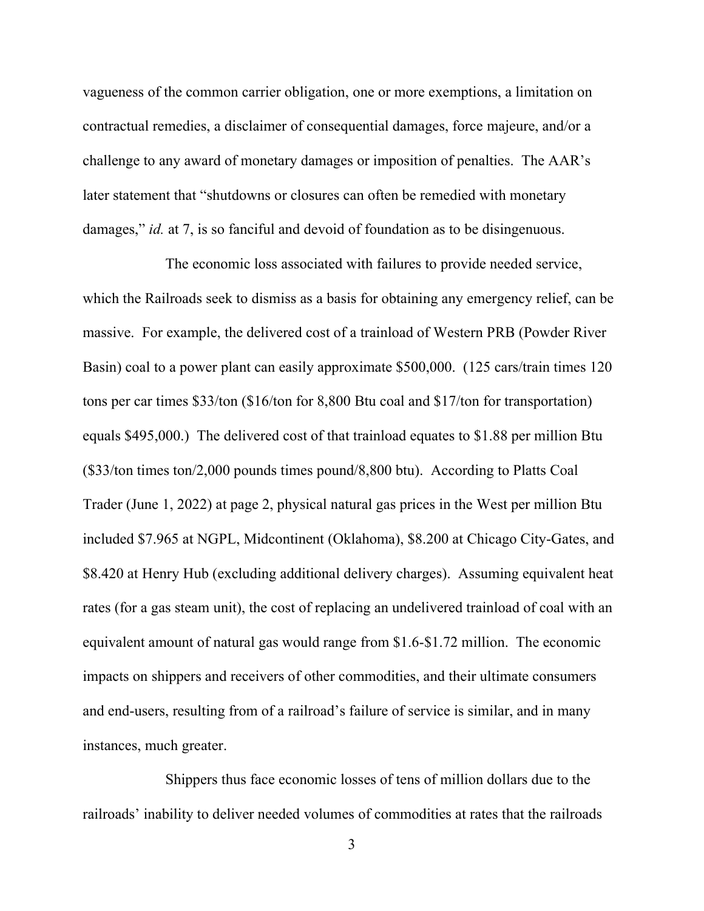vagueness of the common carrier obligation, one or more exemptions, a limitation on contractual remedies, a disclaimer of consequential damages, force majeure, and/or a challenge to any award of monetary damages or imposition of penalties. The AAR's later statement that "shutdowns or closures can often be remedied with monetary damages," *id.* at 7, is so fanciful and devoid of foundation as to be disingenuous.

The economic loss associated with failures to provide needed service, which the Railroads seek to dismiss as a basis for obtaining any emergency relief, can be massive. For example, the delivered cost of a trainload of Western PRB (Powder River Basin) coal to a power plant can easily approximate $500,000. (125 cars/train times 120 tons per car times $33/ton ($16/ton for 8,800 Btu coal and $17/ton for transportation) equals $495,000.) The delivered cost of that trainload equates to $1.88 per million Btu ($33/ton times ton/2,000 pounds times pound/8,800 btu). According to Platts Coal Trader (June 1, 2022) at page 2, physical natural gas prices in the West per million Btu included $7.965 at NGPL, Midcontinent (Oklahoma), $8.200 at Chicago City-Gates, and $8.420 at Henry Hub (excluding additional delivery charges). Assuming equivalent heat rates (for a gas steam unit), the cost of replacing an undelivered trainload of coal with an equivalent amount of natural gas would range from $1.6-$1.72 million. The economic impacts on shippers and receivers of other commodities, and their ultimate consumers and end-users, resulting from of a railroad's failure of service is similar, and in many instances, much greater.

Shippers thus face economic losses of tens of million dollars due to the railroads' inability to deliver needed volumes of commodities at rates that the railroads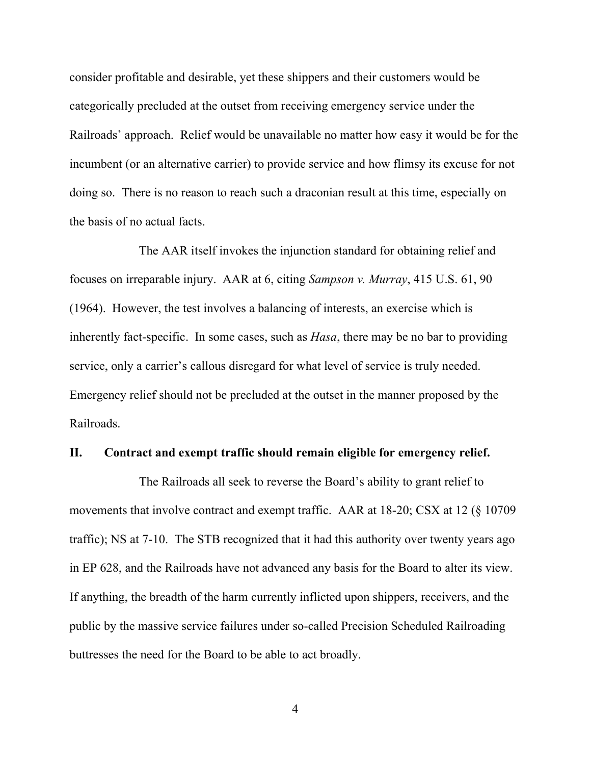consider profitable and desirable, yet these shippers and their customers would be categorically precluded at the outset from receiving emergency service under the Railroads' approach. Relief would be unavailable no matter how easy it would be for the incumbent (or an alternative carrier) to provide service and how flimsy its excuse for not doing so. There is no reason to reach such a draconian result at this time, especially on the basis of no actual facts.

The AAR itself invokes the injunction standard for obtaining relief and focuses on irreparable injury. AAR at 6, citing *Sampson v. Murray*, 415 U.S. 61, 90 (1964). However, the test involves a balancing of interests, an exercise which is inherently fact-specific. In some cases, such as *Hasa*, there may be no bar to providing service, only a carrier's callous disregard for what level of service is truly needed. Emergency relief should not be precluded at the outset in the manner proposed by the Railroads.

## II. Contract and exempt traffic should remain eligible for emergency relief.

The Railroads all seek to reverse the Board's ability to grant relief to movements that involve contract and exempt traffic. AAR at 18-20; CSX at 12 (§ 10709 traffic); NS at 7-10. The STB recognized that it had this authority over twenty years ago in EP 628, and the Railroads have not advanced any basis for the Board to alter its view. If anything, the breadth of the harm currently inflicted upon shippers, receivers, and the public by the massive service failures under so-called Precision Scheduled Railroading buttresses the need for the Board to be able to act broadly.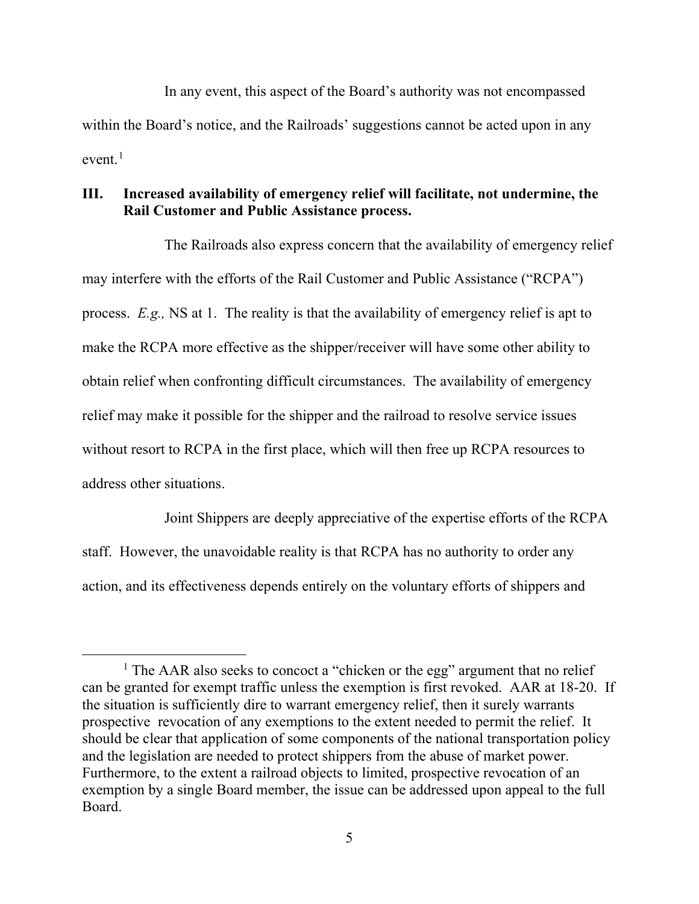In any event, this aspect of the Board's authority was not encompassed within the Board's notice, and the Railroads' suggestions cannot be acted upon in any event.[1]

## III. Increased availability of emergency relief will facilitate, not undermine, the Rail Customer and Public Assistance process.

The Railroads also express concern that the availability of emergency relief may interfere with the efforts of the Rail Customer and Public Assistance ("RCPA") process. *E.g.,* NS at 1. The reality is that the availability of emergency relief is apt to make the RCPA more effective as the shipper/receiver will have some other ability to obtain relief when confronting difficult circumstances. The availability of emergency relief may make it possible for the shipper and the railroad to resolve service issues without resort to RCPA in the first place, which will then free up RCPA resources to address other situations.

Joint Shippers are deeply appreciative of the expertise efforts of the RCPA staff. However, the unavoidable reality is that RCPA has no authority to order any action, and its effectiveness depends entirely on the voluntary efforts of shippers and

---

[1] The AAR also seeks to concoct a "chicken or the egg" argument that no relief can be granted for exempt traffic unless the exemption is first revoked. AAR at 18-20. If the situation is sufficiently dire to warrant emergency relief, then it surely warrants prospective revocation of any exemptions to the extent needed to permit the relief. It should be clear that application of some components of the national transportation policy and the legislation are needed to protect shippers from the abuse of market power. Furthermore, to the extent a railroad objects to limited, prospective revocation of an exemption by a single Board member, the issue can be addressed upon appeal to the full Board.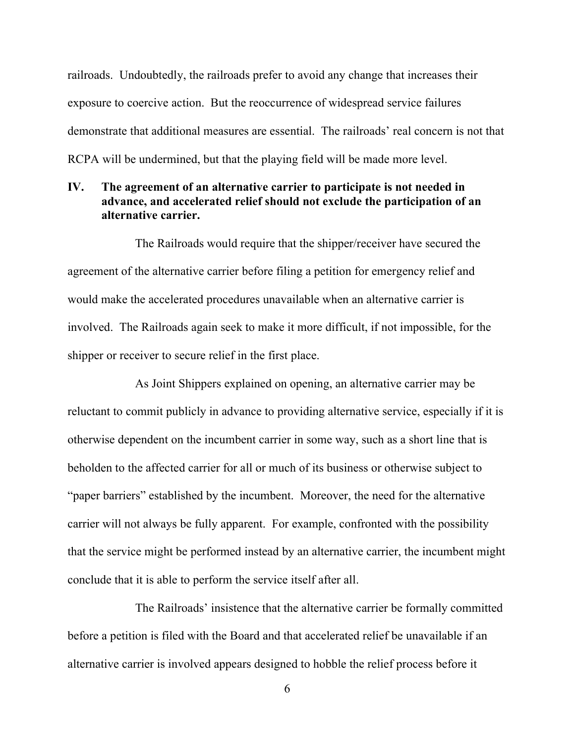railroads. Undoubtedly, the railroads prefer to avoid any change that increases their exposure to coercive action. But the reoccurrence of widespread service failures demonstrate that additional measures are essential. The railroads' real concern is not that RCPA will be undermined, but that the playing field will be made more level.

## IV. The agreement of an alternative carrier to participate is not needed in advance, and accelerated relief should not exclude the participation of an alternative carrier.

The Railroads would require that the shipper/receiver have secured the agreement of the alternative carrier before filing a petition for emergency relief and would make the accelerated procedures unavailable when an alternative carrier is involved. The Railroads again seek to make it more difficult, if not impossible, for the shipper or receiver to secure relief in the first place.

As Joint Shippers explained on opening, an alternative carrier may be reluctant to commit publicly in advance to providing alternative service, especially if it is otherwise dependent on the incumbent carrier in some way, such as a short line that is beholden to the affected carrier for all or much of its business or otherwise subject to "paper barriers" established by the incumbent. Moreover, the need for the alternative carrier will not always be fully apparent. For example, confronted with the possibility that the service might be performed instead by an alternative carrier, the incumbent might conclude that it is able to perform the service itself after all.

The Railroads' insistence that the alternative carrier be formally committed before a petition is filed with the Board and that accelerated relief be unavailable if an alternative carrier is involved appears designed to hobble the relief process before it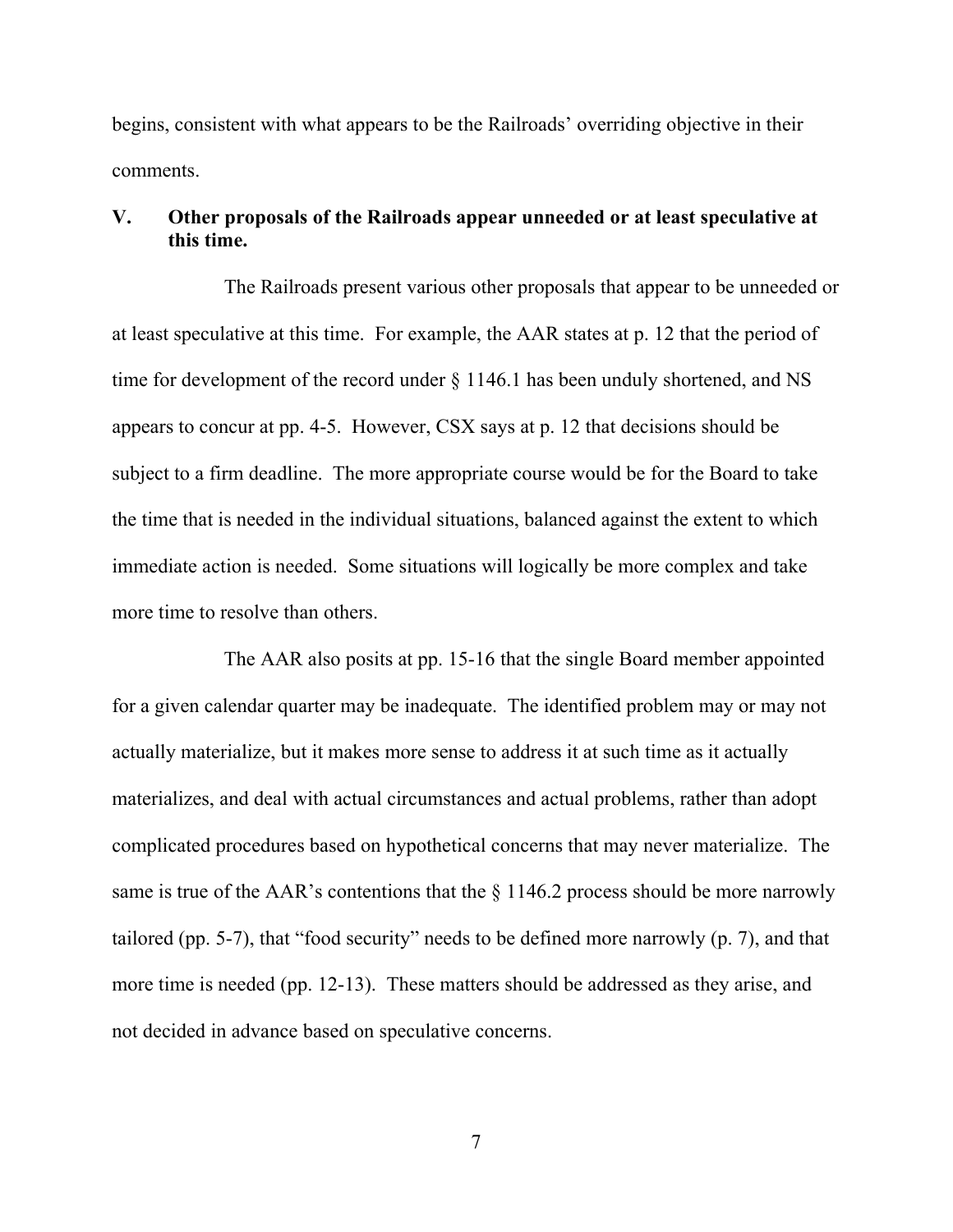begins, consistent with what appears to be the Railroads' overriding objective in their comments.

## V. Other proposals of the Railroads appear unneeded or at least speculative at this time.

The Railroads present various other proposals that appear to be unneeded or at least speculative at this time. For example, the AAR states at p. 12 that the period of time for development of the record under § 1146.1 has been unduly shortened, and NS appears to concur at pp. 4-5. However, CSX says at p. 12 that decisions should be subject to a firm deadline. The more appropriate course would be for the Board to take the time that is needed in the individual situations, balanced against the extent to which immediate action is needed. Some situations will logically be more complex and take more time to resolve than others.

The AAR also posits at pp. 15-16 that the single Board member appointed for a given calendar quarter may be inadequate. The identified problem may or may not actually materialize, but it makes more sense to address it at such time as it actually materializes, and deal with actual circumstances and actual problems, rather than adopt complicated procedures based on hypothetical concerns that may never materialize. The same is true of the AAR's contentions that the § 1146.2 process should be more narrowly tailored (pp. 5-7), that "food security" needs to be defined more narrowly (p. 7), and that more time is needed (pp. 12-13). These matters should be addressed as they arise, and not decided in advance based on speculative concerns.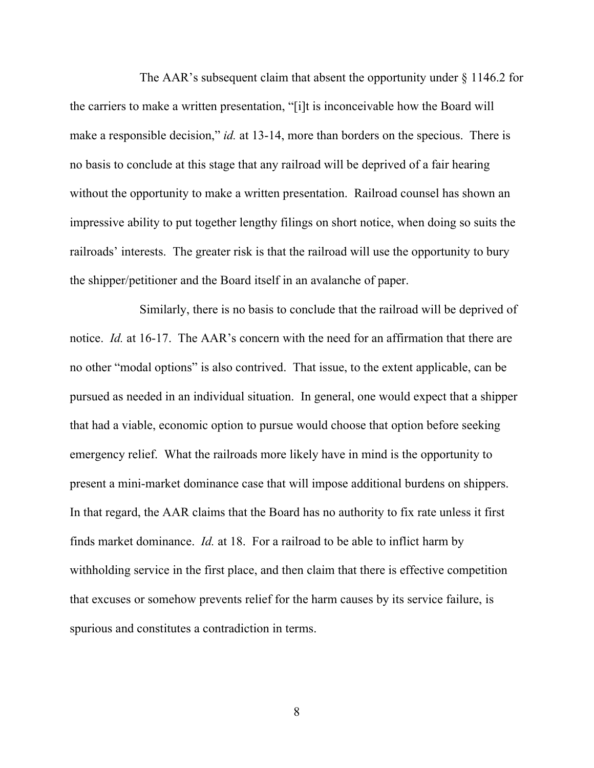The AAR's subsequent claim that absent the opportunity under § 1146.2 for the carriers to make a written presentation, "[i]t is inconceivable how the Board will make a responsible decision," *id.* at 13-14, more than borders on the specious. There is no basis to conclude at this stage that any railroad will be deprived of a fair hearing without the opportunity to make a written presentation. Railroad counsel has shown an impressive ability to put together lengthy filings on short notice, when doing so suits the railroads' interests. The greater risk is that the railroad will use the opportunity to bury the shipper/petitioner and the Board itself in an avalanche of paper.

Similarly, there is no basis to conclude that the railroad will be deprived of notice. *Id.* at 16-17. The AAR's concern with the need for an affirmation that there are no other "modal options" is also contrived. That issue, to the extent applicable, can be pursued as needed in an individual situation. In general, one would expect that a shipper that had a viable, economic option to pursue would choose that option before seeking emergency relief. What the railroads more likely have in mind is the opportunity to present a mini-market dominance case that will impose additional burdens on shippers. In that regard, the AAR claims that the Board has no authority to fix rate unless it first finds market dominance. *Id.* at 18. For a railroad to be able to inflict harm by withholding service in the first place, and then claim that there is effective competition that excuses or somehow prevents relief for the harm causes by its service failure, is spurious and constitutes a contradiction in terms.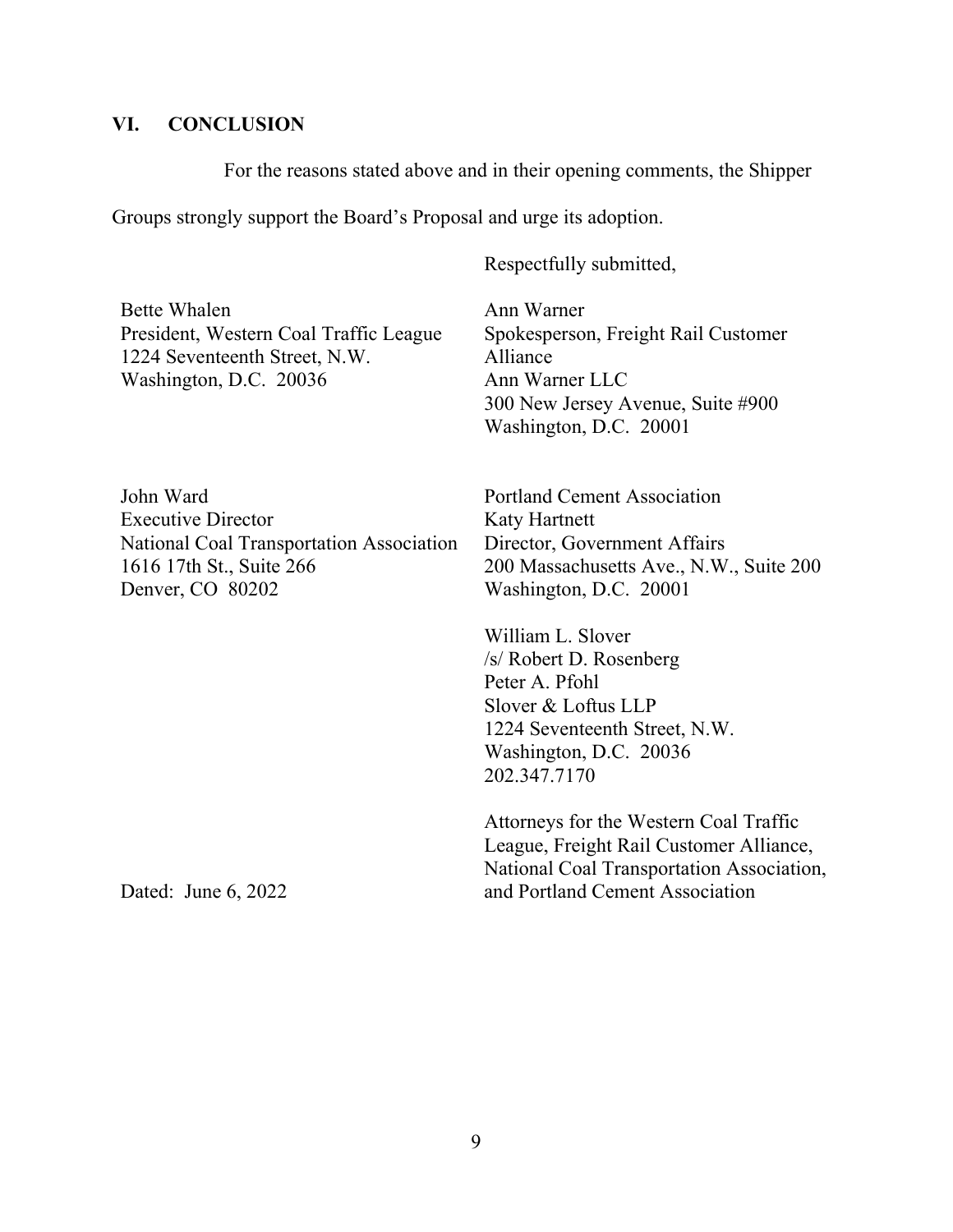## VI. CONCLUSION

For the reasons stated above and in their opening comments, the Shipper Groups strongly support the Board's Proposal and urge its adoption.

Respectfully submitted,

Bette Whalen
President, Western Coal Traffic League
1224 Seventeenth Street, N.W.
Washington, D.C. 20036

Ann Warner
Spokesperson, Freight Rail Customer Alliance
Ann Warner LLC
300 New Jersey Avenue, Suite #900
Washington, D.C. 20001

John Ward
Executive Director
National Coal Transportation Association
1616 17th St., Suite 266
Denver, CO 80202

Portland Cement Association
Katy Hartnett
Director, Government Affairs
200 Massachusetts Ave., N.W., Suite 200
Washington, D.C. 20001

William L. Slover
/s/ Robert D. Rosenberg
Peter A. Pfohl
Slover & Loftus LLP
1224 Seventeenth Street, N.W.
Washington, D.C. 20036
202.347.7170

Attorneys for the Western Coal Traffic League, Freight Rail Customer Alliance, National Coal Transportation Association, and Portland Cement Association

Dated: June 6, 2022